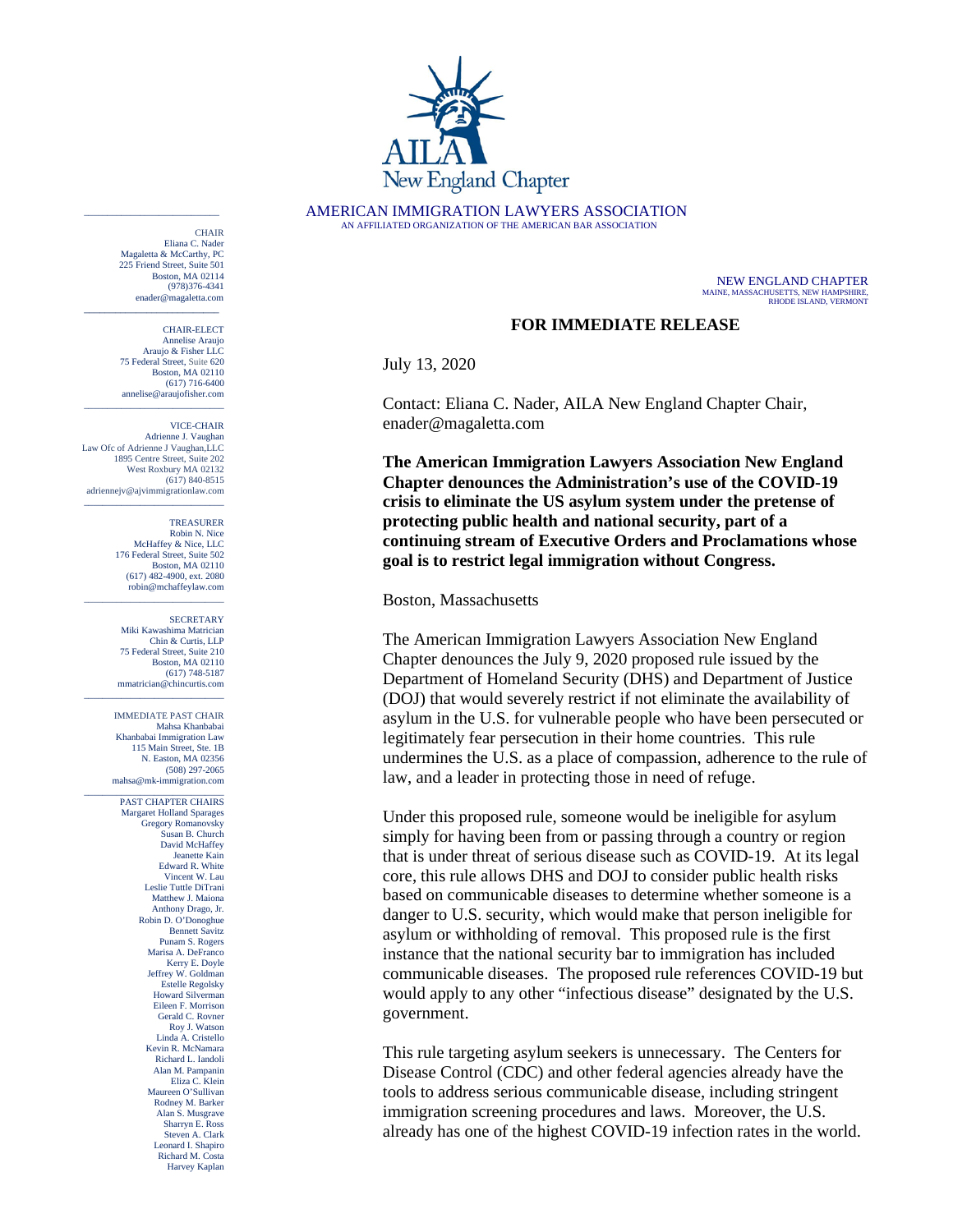AILA New England Chapter

AMERICAN IMMIGRATION LAWYERS ASSOCIATION
AN AFFILIATED ORGANIZATION OF THE AMERICAN BAR ASSOCIATION

NEW ENGLAND CHAPTER
MAINE, MASSACHUSETTS, NEW HAMPSHIRE, RHODE ISLAND, VERMONT

CHAIR
Eliana C. Nader
Magaletta & McCarthy, PC
225 Friend Street, Suite 501
Boston, MA 02114
(978)376-4341
enader@magaletta.com

CHAIR-ELECT
Annelise Araujo
Araujo & Fisher LLC
75 Federal Street, Suite 620
Boston, MA 02110
(617) 716-6400
annelise@araujofisher.com

VICE-CHAIR
Adrienne J. Vaughan
Law Ofc of Adrienne J Vaughan,LLC
1895 Centre Street, Suite 202
West Roxbury MA 02132
(617) 840-8515
adriennejv@ajvimmigrationlaw.com

TREASURER
Robin N. Nice
McHaffey & Nice, LLC
176 Federal Street, Suite 502
Boston, MA 02110
(617) 482-4900, ext. 2080
robin@mchaffeylaw.com

SECRETARY
Miki Kawashima Matrician
Chin & Curtis, LLP
75 Federal Street, Suite 210
Boston, MA 02110
(617) 748-5187
mmatrician@chincurtis.com

IMMEDIATE PAST CHAIR
Mahsa Khanbabai
Khanbabai Immigration Law
115 Main Street, Ste. 1B
N. Easton, MA 02356
(508) 297-2065
mahsa@mk-immigration.com

PAST CHAPTER CHAIRS
Margaret Holland Sparages
Gregory Romanovsky
Susan B. Church
David McHaffey
Jeanette Kain
Edward R. White
Vincent W. Lau
Leslie Tuttle DiTrani
Matthew J. Maiona
Anthony Drago, Jr.
Robin D. O'Donoghue
Bennett Savitz
Punam S. Rogers
Marisa A. DeFranco
Kerry E. Doyle
Jeffrey W. Goldman
Estelle Regolsky
Howard Silverman
Eileen F. Morrison
Gerald C. Rovner
Roy J. Watson
Linda A. Cristello
Kevin R. McNamara
Richard L. Iandoli
Alan M. Pampanin
Eliza C. Klein
Maureen O'Sullivan
Rodney M. Barker
Alan S. Musgrave
Sharryn E. Ross
Steven A. Clark
Leonard I. Shapiro
Richard M. Costa
Harvey Kaplan

**FOR IMMEDIATE RELEASE**

July 13, 2020

Contact: Eliana C. Nader, AILA New England Chapter Chair, enader@magaletta.com

**The American Immigration Lawyers Association New England Chapter denounces the Administration's use of the COVID-19 crisis to eliminate the US asylum system under the pretense of protecting public health and national security, part of a continuing stream of Executive Orders and Proclamations whose goal is to restrict legal immigration without Congress.**

Boston, Massachusetts

The American Immigration Lawyers Association New England Chapter denounces the July 9, 2020 proposed rule issued by the Department of Homeland Security (DHS) and Department of Justice (DOJ) that would severely restrict if not eliminate the availability of asylum in the U.S. for vulnerable people who have been persecuted or legitimately fear persecution in their home countries. This rule undermines the U.S. as a place of compassion, adherence to the rule of law, and a leader in protecting those in need of refuge.

Under this proposed rule, someone would be ineligible for asylum simply for having been from or passing through a country or region that is under threat of serious disease such as COVID-19. At its legal core, this rule allows DHS and DOJ to consider public health risks based on communicable diseases to determine whether someone is a danger to U.S. security, which would make that person ineligible for asylum or withholding of removal. This proposed rule is the first instance that the national security bar to immigration has included communicable diseases. The proposed rule references COVID-19 but would apply to any other "infectious disease" designated by the U.S. government.

This rule targeting asylum seekers is unnecessary. The Centers for Disease Control (CDC) and other federal agencies already have the tools to address serious communicable disease, including stringent immigration screening procedures and laws. Moreover, the U.S. already has one of the highest COVID-19 infection rates in the world.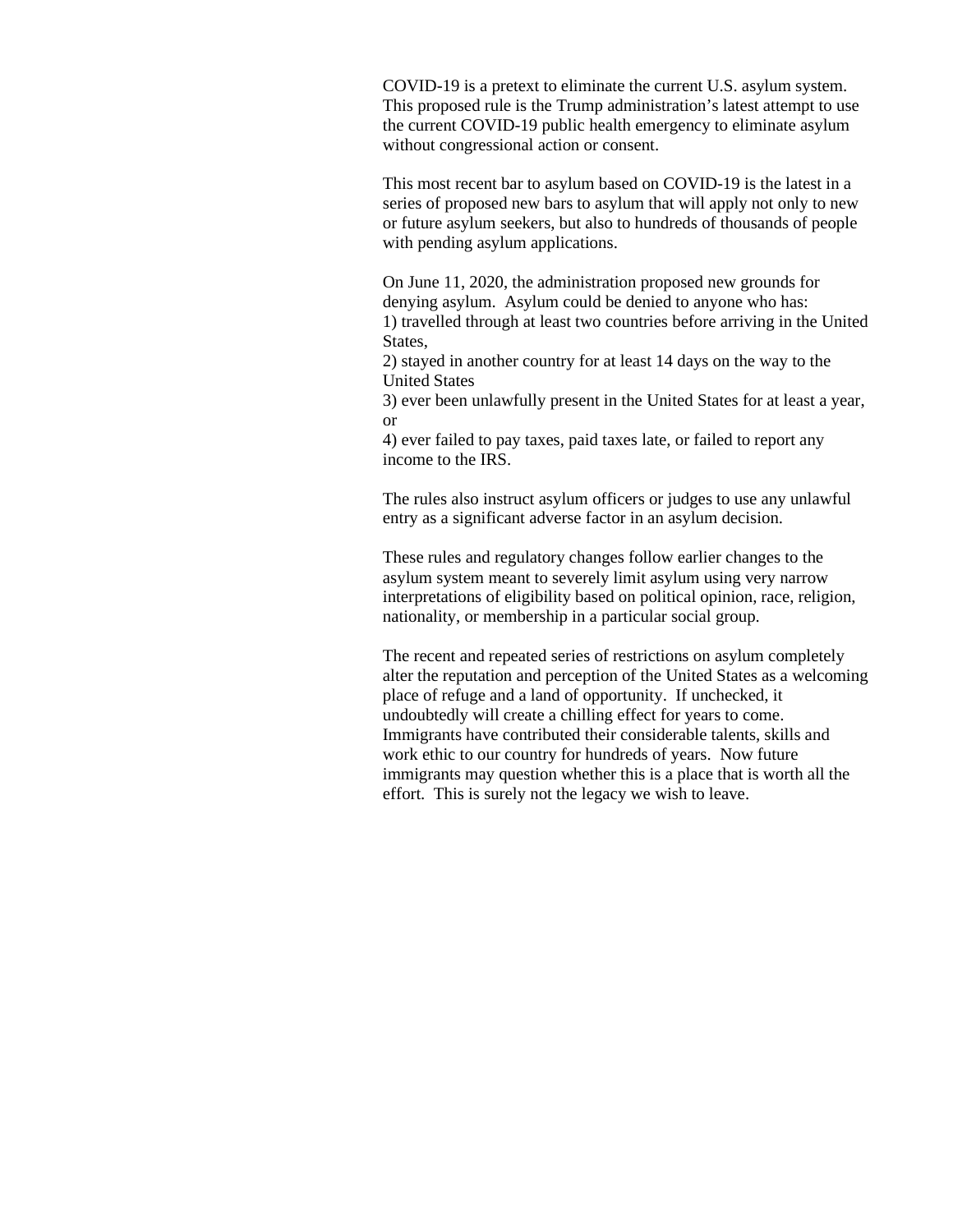COVID-19 is a pretext to eliminate the current U.S. asylum system. This proposed rule is the Trump administration's latest attempt to use the current COVID-19 public health emergency to eliminate asylum without congressional action or consent.

This most recent bar to asylum based on COVID-19 is the latest in a series of proposed new bars to asylum that will apply not only to new or future asylum seekers, but also to hundreds of thousands of people with pending asylum applications.

On June 11, 2020, the administration proposed new grounds for denying asylum. Asylum could be denied to anyone who has:
1) travelled through at least two countries before arriving in the United States,
2) stayed in another country for at least 14 days on the way to the United States
3) ever been unlawfully present in the United States for at least a year, or
4) ever failed to pay taxes, paid taxes late, or failed to report any income to the IRS.

The rules also instruct asylum officers or judges to use any unlawful entry as a significant adverse factor in an asylum decision.

These rules and regulatory changes follow earlier changes to the asylum system meant to severely limit asylum using very narrow interpretations of eligibility based on political opinion, race, religion, nationality, or membership in a particular social group.

The recent and repeated series of restrictions on asylum completely alter the reputation and perception of the United States as a welcoming place of refuge and a land of opportunity. If unchecked, it undoubtedly will create a chilling effect for years to come. Immigrants have contributed their considerable talents, skills and work ethic to our country for hundreds of years. Now future immigrants may question whether this is a place that is worth all the effort. This is surely not the legacy we wish to leave.